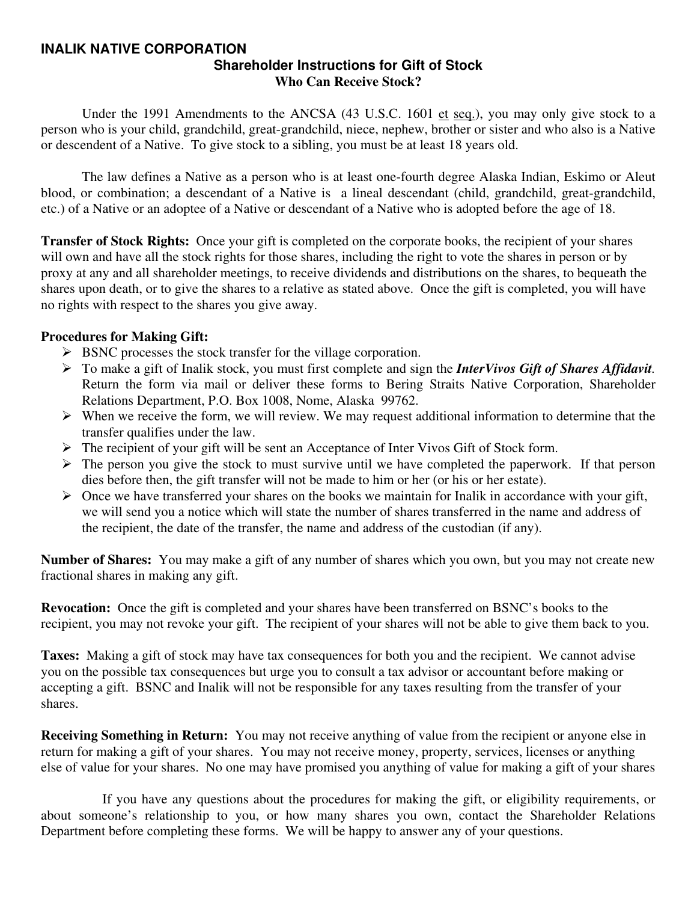# INALIK NATIVE CORPORATION

## Shareholder Instructions for Gift of Stock

### Who Can Receive Stock?

Under the 1991 Amendments to the ANCSA (43 U.S.C. 1601 et seq.), you may only give stock to a person who is your child, grandchild, great-grandchild, niece, nephew, brother or sister and who also is a Native or descendent of a Native. To give stock to a sibling, you must be at least 18 years old.

The law defines a Native as a person who is at least one-fourth degree Alaska Indian, Eskimo or Aleut blood, or combination; a descendant of a Native is a lineal descendant (child, grandchild, great-grandchild, etc.) of a Native or an adoptee of a Native or descendant of a Native who is adopted before the age of 18.

**Transfer of Stock Rights:** Once your gift is completed on the corporate books, the recipient of your shares will own and have all the stock rights for those shares, including the right to vote the shares in person or by proxy at any and all shareholder meetings, to receive dividends and distributions on the shares, to bequeath the shares upon death, or to give the shares to a relative as stated above. Once the gift is completed, you will have no rights with respect to the shares you give away.

**Procedures for Making Gift:**

- BSNC processes the stock transfer for the village corporation.
- To make a gift of Inalik stock, you must first complete and sign the ***InterVivos Gift of Shares Affidavit***. Return the form via mail or deliver these forms to Bering Straits Native Corporation, Shareholder Relations Department, P.O. Box 1008, Nome, Alaska 99762.
- When we receive the form, we will review. We may request additional information to determine that the transfer qualifies under the law.
- The recipient of your gift will be sent an Acceptance of Inter Vivos Gift of Stock form.
- The person you give the stock to must survive until we have completed the paperwork. If that person dies before then, the gift transfer will not be made to him or her (or his or her estate).
- Once we have transferred your shares on the books we maintain for Inalik in accordance with your gift, we will send you a notice which will state the number of shares transferred in the name and address of the recipient, the date of the transfer, the name and address of the custodian (if any).

**Number of Shares:** You may make a gift of any number of shares which you own, but you may not create new fractional shares in making any gift.

**Revocation:** Once the gift is completed and your shares have been transferred on BSNC's books to the recipient, you may not revoke your gift. The recipient of your shares will not be able to give them back to you.

**Taxes:** Making a gift of stock may have tax consequences for both you and the recipient. We cannot advise you on the possible tax consequences but urge you to consult a tax advisor or accountant before making or accepting a gift. BSNC and Inalik will not be responsible for any taxes resulting from the transfer of your shares.

**Receiving Something in Return:** You may not receive anything of value from the recipient or anyone else in return for making a gift of your shares. You may not receive money, property, services, licenses or anything else of value for your shares. No one may have promised you anything of value for making a gift of your shares

If you have any questions about the procedures for making the gift, or eligibility requirements, or about someone's relationship to you, or how many shares you own, contact the Shareholder Relations Department before completing these forms. We will be happy to answer any of your questions.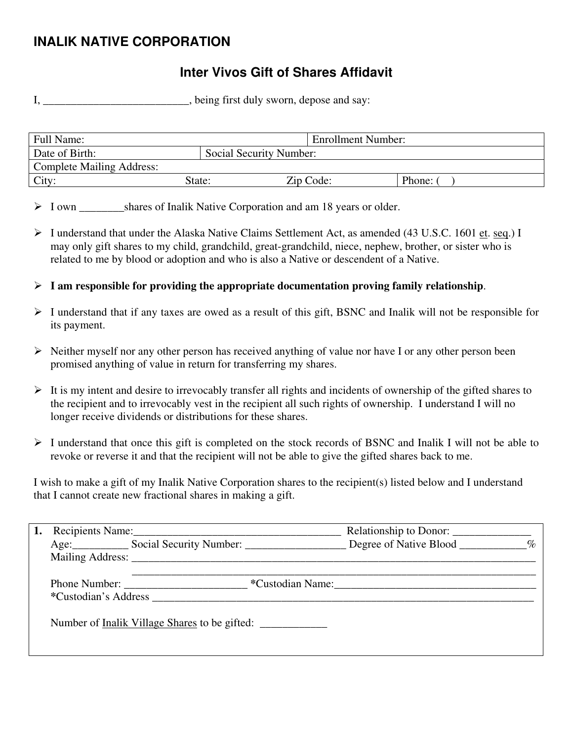# INALIK NATIVE CORPORATION

## Inter Vivos Gift of Shares Affidavit

I, __________________________, being first duly sworn, depose and say:

| Full Name: | | Enrollment Number: | |
|---|---|---|---|
| Date of Birth: | Social Security Number: | | |
| Complete Mailing Address: | | | |
| City: State: | Zip Code: | | Phone: ( ) |

- I own ________shares of Inalik Native Corporation and am 18 years or older.
- I understand that under the Alaska Native Claims Settlement Act, as amended (43 U.S.C. 1601 et. seq.) I may only gift shares to my child, grandchild, great-grandchild, niece, nephew, brother, or sister who is related to me by blood or adoption and who is also a Native or descendent of a Native.
- **I am responsible for providing the appropriate documentation proving family relationship**.
- I understand that if any taxes are owed as a result of this gift, BSNC and Inalik will not be responsible for its payment.
- Neither myself nor any other person has received anything of value nor have I or any other person been promised anything of value in return for transferring my shares.
- It is my intent and desire to irrevocably transfer all rights and incidents of ownership of the gifted shares to the recipient and to irrevocably vest in the recipient all such rights of ownership. I understand I will no longer receive dividends or distributions for these shares.
- I understand that once this gift is completed on the stock records of BSNC and Inalik I will not be able to revoke or reverse it and that the recipient will not be able to give the gifted shares back to me.

I wish to make a gift of my Inalik Native Corporation shares to the recipient(s) listed below and I understand that I cannot create new fractional shares in making a gift.

**1.** Recipients Name:______________________________________ Relationship to Donor: ______________
Age:__________ Social Security Number: __________________ Degree of Native Blood ____________%
Mailing Address: ___________________________________________________________________________
_____________________________________________________________________________
Phone Number: ______________________ ***Custodian Name:**____________________________________
***Custodian's Address** _________________________________________________________________________

Number of Inalik Village Shares to be gifted: ____________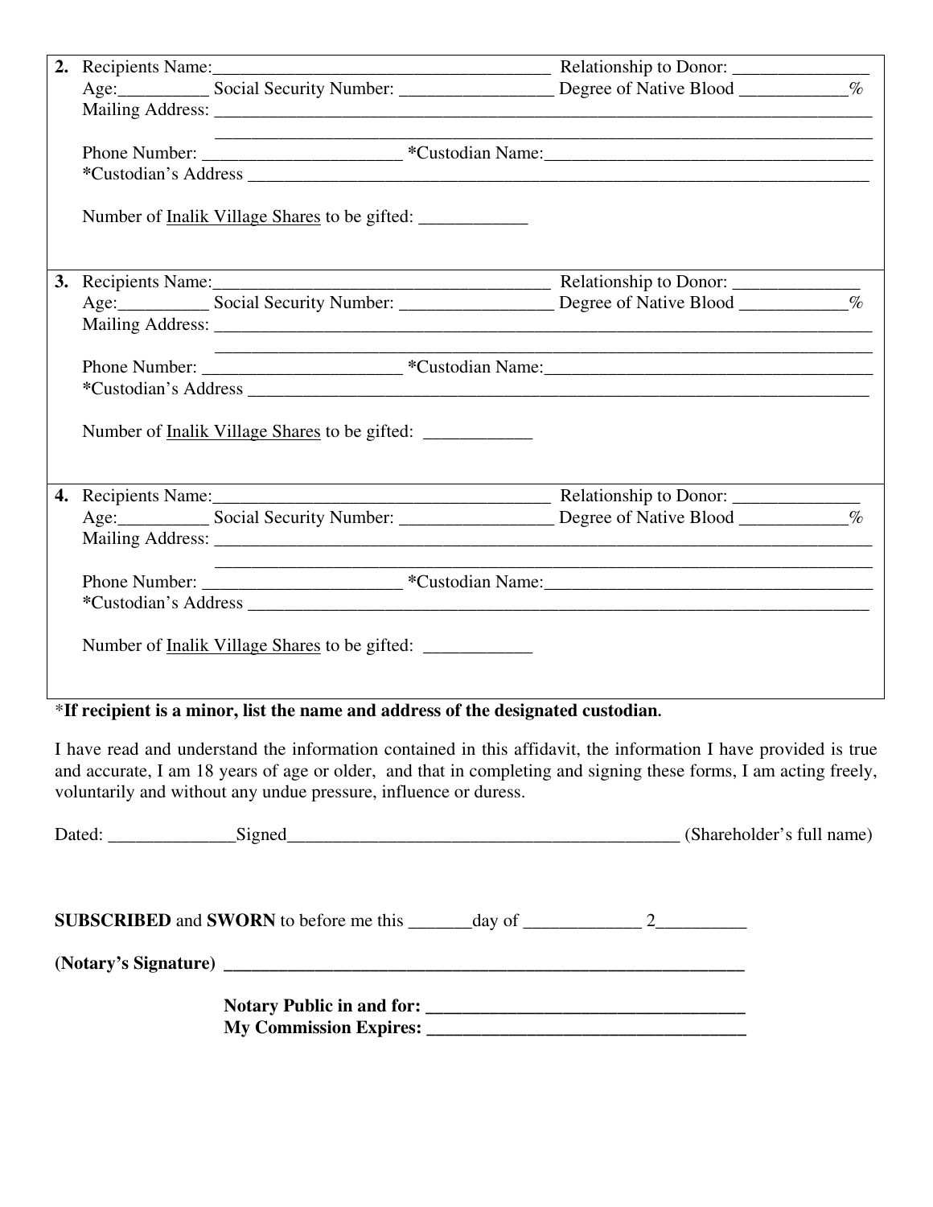2. Recipients Name:______________________________________ Relationship to Donor: _______________
   Age:__________ Social Security Number: _________________ Degree of Native Blood ____________%
   Mailing Address: ______________________________________________________________________________
   ______________________________________________________________________________
   Phone Number: ______________________ *Custodian Name:____________________________________
   *Custodian's Address ___________________________________________________________________________

   Number of <u>Inalik Village Shares</u> to be gifted: ____________

3. Recipients Name:______________________________________ Relationship to Donor: ______________
   Age:__________ Social Security Number: _________________ Degree of Native Blood ____________%
   Mailing Address: ______________________________________________________________________________
   ______________________________________________________________________________
   Phone Number: ______________________ *Custodian Name:____________________________________
   *Custodian's Address ___________________________________________________________________________

   Number of <u>Inalik Village Shares</u> to be gifted: ____________

4. Recipients Name:______________________________________ Relationship to Donor: ______________
   Age:__________ Social Security Number: _________________ Degree of Native Blood ____________%
   Mailing Address: ______________________________________________________________________________
   ______________________________________________________________________________
   Phone Number: ______________________ *Custodian Name:____________________________________
   *Custodian's Address ___________________________________________________________________________

   Number of <u>Inalik Village Shares</u> to be gifted: ____________

*__If recipient is a minor, list the name and address of the designated custodian.__

I have read and understand the information contained in this affidavit, the information I have provided is true and accurate, I am 18 years of age or older, and that in completing and signing these forms, I am acting freely, voluntarily and without any undue pressure, influence or duress.

Dated: ______________Signed_____________________________________________ (Shareholder's full name)

**SUBSCRIBED** and **SWORN** to before me this _______day of _____________ 2__________

**(Notary's Signature)** ___________________________________________________________

**Notary Public in and for:** ___________________________________

**My Commission Expires:** ___________________________________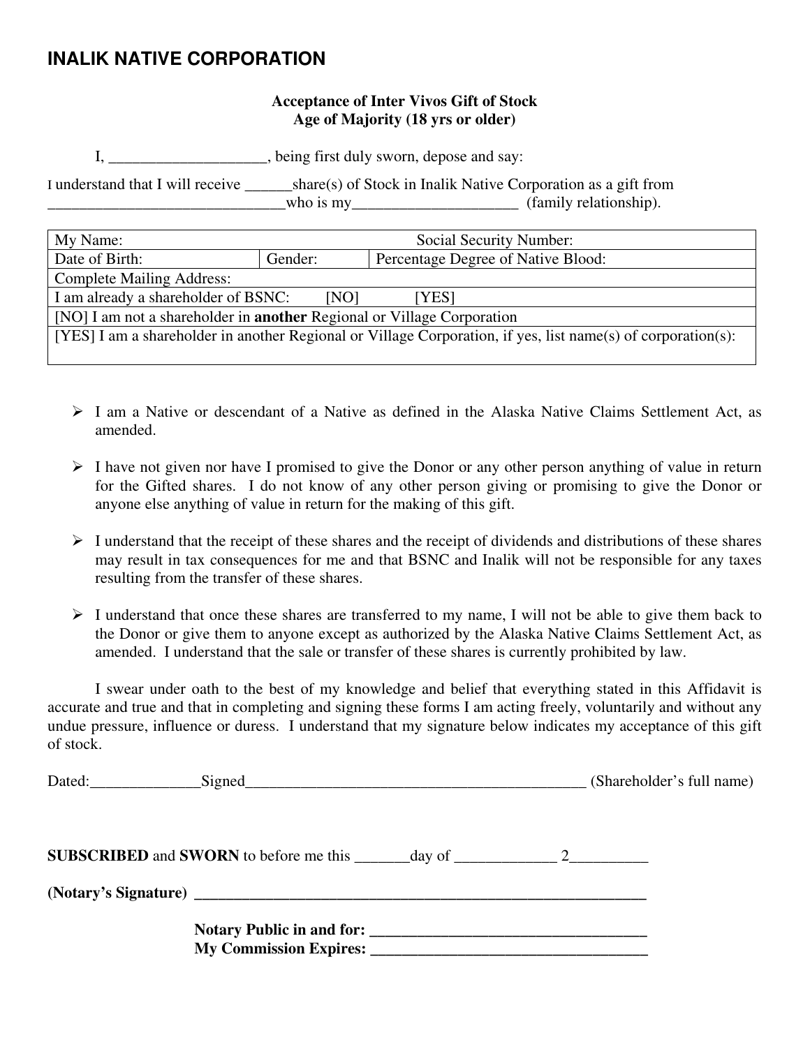# INALIK NATIVE CORPORATION

**Acceptance of Inter Vivos Gift of Stock**
**Age of Majority (18 yrs or older)**

I, ____________________, being first duly sworn, depose and say:

I understand that I will receive ______share(s) of Stock in Inalik Native Corporation as a gift from ______________________________who is my_____________________ (family relationship).

| My Name: | | Social Security Number: |
|---|---|---|
| Date of Birth: | Gender: | Percentage Degree of Native Blood: |
| Complete Mailing Address: | | |
| I am already a shareholder of BSNC: [NO] [YES] | | |
| [NO] I am not a shareholder in **another** Regional or Village Corporation | | |
| [YES] I am a shareholder in another Regional or Village Corporation, if yes, list name(s) of corporation(s): | | |

- I am a Native or descendant of a Native as defined in the Alaska Native Claims Settlement Act, as amended.
- I have not given nor have I promised to give the Donor or any other person anything of value in return for the Gifted shares. I do not know of any other person giving or promising to give the Donor or anyone else anything of value in return for the making of this gift.
- I understand that the receipt of these shares and the receipt of dividends and distributions of these shares may result in tax consequences for me and that BSNC and Inalik will not be responsible for any taxes resulting from the transfer of these shares.
- I understand that once these shares are transferred to my name, I will not be able to give them back to the Donor or give them to anyone except as authorized by the Alaska Native Claims Settlement Act, as amended. I understand that the sale or transfer of these shares is currently prohibited by law.

I swear under oath to the best of my knowledge and belief that everything stated in this Affidavit is accurate and true and that in completing and signing these forms I am acting freely, voluntarily and without any undue pressure, influence or duress. I understand that my signature below indicates my acceptance of this gift of stock.

Dated:______________Signed____________________________________________ (Shareholder's full name)

**SUBSCRIBED** and **SWORN** to before me this _______day of _____________ 2__________

**(Notary's Signature)** ___________________________________________________________

**Notary Public in and for:** ___________________________________
**My Commission Expires:** ___________________________________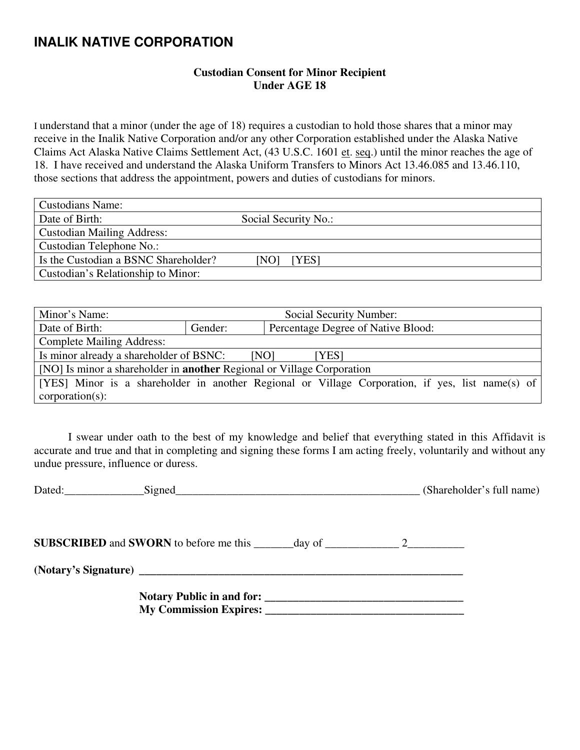# INALIK NATIVE CORPORATION

**Custodian Consent for Minor Recipient**
**Under AGE 18**

I understand that a minor (under the age of 18) requires a custodian to hold those shares that a minor may receive in the Inalik Native Corporation and/or any other Corporation established under the Alaska Native Claims Act Alaska Native Claims Settlement Act, (43 U.S.C. 1601 et. seq.) until the minor reaches the age of 18. I have received and understand the Alaska Uniform Transfers to Minors Act 13.46.085 and 13.46.110, those sections that address the appointment, powers and duties of custodians for minors.

| | |
|---|---|
| Custodians Name: | |
| Date of Birth: | Social Security No.: |
| Custodian Mailing Address: | |
| Custodian Telephone No.: | |
| Is the Custodian a BSNC Shareholder? | [NO] [YES] |
| Custodian's Relationship to Minor: | |

| | | |
|---|---|---|
| Minor's Name: | | Social Security Number: |
| Date of Birth: | Gender: | Percentage Degree of Native Blood: |
| Complete Mailing Address: | | |
| Is minor already a shareholder of BSNC: [NO] [YES] | | |
| [NO] Is minor a shareholder in **another** Regional or Village Corporation | | |
| [YES] Minor is a shareholder in another Regional or Village Corporation, if yes, list name(s) of corporation(s): | | |

I swear under oath to the best of my knowledge and belief that everything stated in this Affidavit is accurate and true and that in completing and signing these forms I am acting freely, voluntarily and without any undue pressure, influence or duress.

Dated:______________Signed_____________________________________________ (Shareholder's full name)

**SUBSCRIBED** and **SWORN** to before me this _______day of _____________ 2__________

**(Notary's Signature)** ____________________________________________________________

**Notary Public in and for:** ___________________________________
**My Commission Expires:** ___________________________________